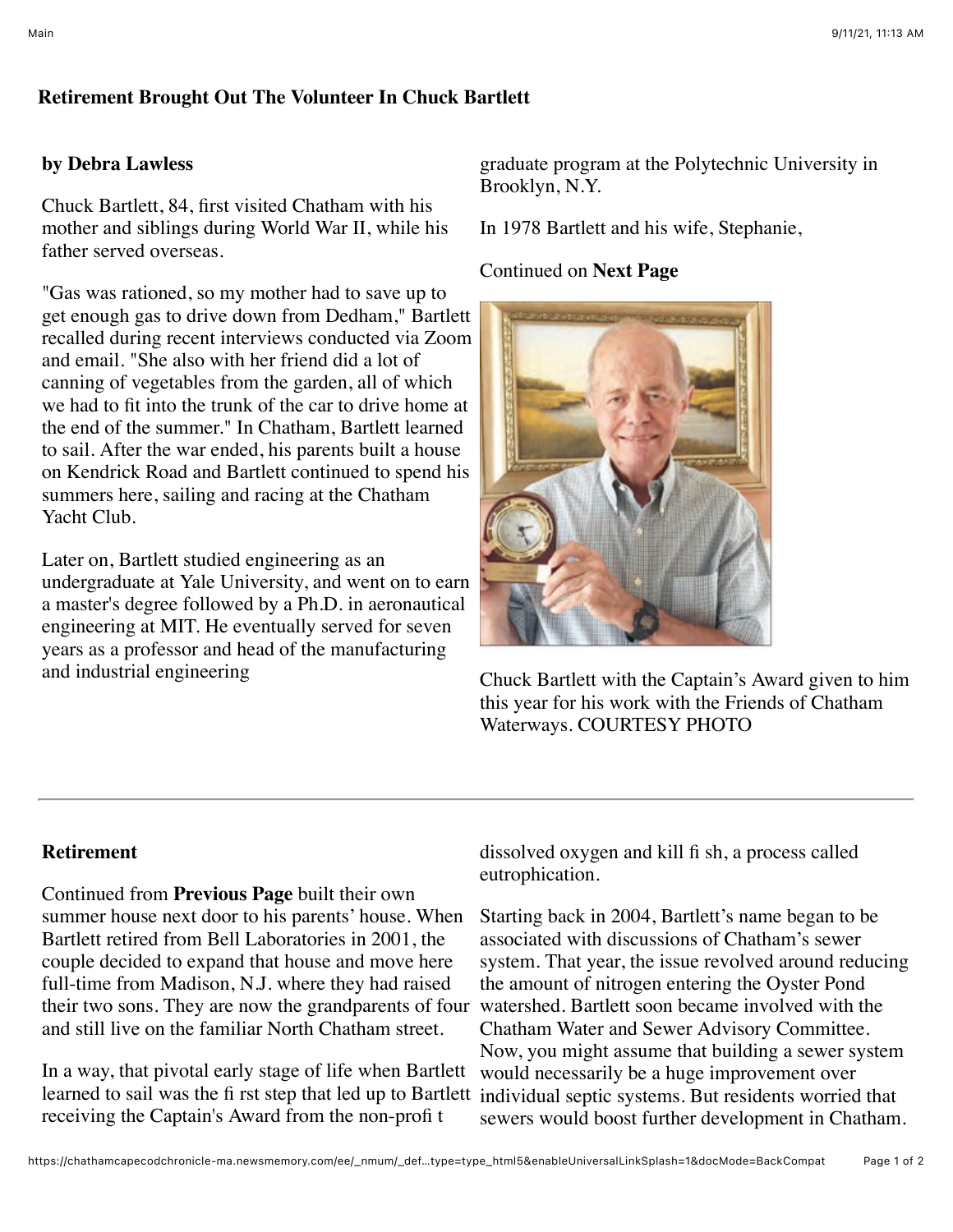# Retirement Brought Out The Volunteer In Chuck Bartlett

**by Debra Lawless**

Chuck Bartlett, 84, first visited Chatham with his mother and siblings during World War II, while his father served overseas.

"Gas was rationed, so my mother had to save up to get enough gas to drive down from Dedham," Bartlett recalled during recent interviews conducted via Zoom and email. "She also with her friend did a lot of canning of vegetables from the garden, all of which we had to fit into the trunk of the car to drive home at the end of the summer." In Chatham, Bartlett learned to sail. After the war ended, his parents built a house on Kendrick Road and Bartlett continued to spend his summers here, sailing and racing at the Chatham Yacht Club.

Later on, Bartlett studied engineering as an undergraduate at Yale University, and went on to earn a master's degree followed by a Ph.D. in aeronautical engineering at MIT. He eventually served for seven years as a professor and head of the manufacturing and industrial engineering graduate program at the Polytechnic University in Brooklyn, N.Y.

In 1978 Bartlett and his wife, Stephanie,

Continued on **Next Page**

Chuck Bartlett with the Captain's Award given to him this year for his work with the Friends of Chatham Waterways. COURTESY PHOTO

---

**Retirement**

Continued from **Previous Page** built their own summer house next door to his parents' house. When Bartlett retired from Bell Laboratories in 2001, the couple decided to expand that house and move here full-time from Madison, N.J. where they had raised their two sons. They are now the grandparents of four and still live on the familiar North Chatham street.

In a way, that pivotal early stage of life when Bartlett learned to sail was the first step that led up to Bartlett receiving the Captain's Award from the non-profit dissolved oxygen and kill fish, a process called eutrophication.

Starting back in 2004, Bartlett's name began to be associated with discussions of Chatham's sewer system. That year, the issue revolved around reducing the amount of nitrogen entering the Oyster Pond watershed. Bartlett soon became involved with the Chatham Water and Sewer Advisory Committee. Now, you might assume that building a sewer system would necessarily be a huge improvement over individual septic systems. But residents worried that sewers would boost further development in Chatham.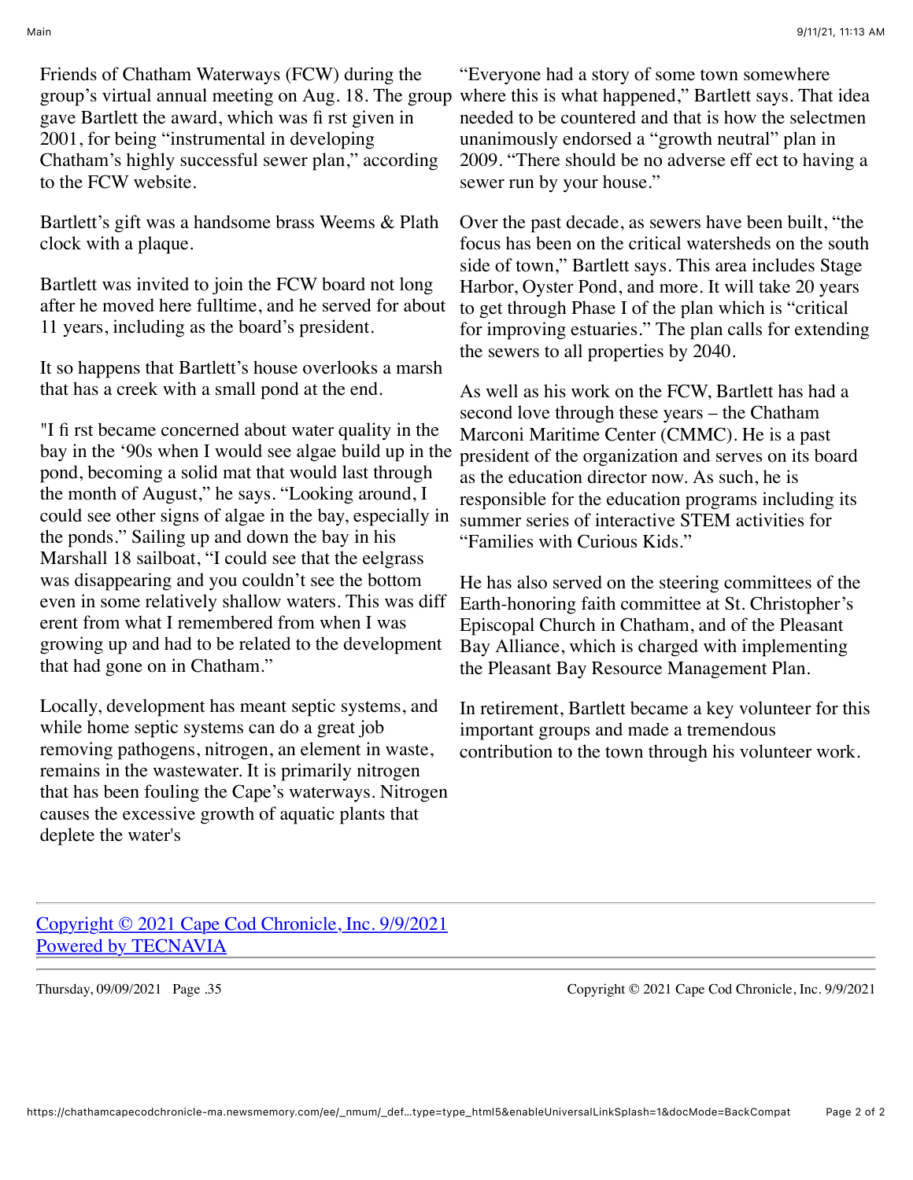Friends of Chatham Waterways (FCW) during the group's virtual annual meeting on Aug. 18. The group gave Bartlett the award, which was first given in 2001, for being "instrumental in developing Chatham's highly successful sewer plan," according to the FCW website.

Bartlett's gift was a handsome brass Weems & Plath clock with a plaque.

Bartlett was invited to join the FCW board not long after he moved here fulltime, and he served for about 11 years, including as the board's president.

It so happens that Bartlett's house overlooks a marsh that has a creek with a small pond at the end.

"I first became concerned about water quality in the bay in the '90s when I would see algae build up in the pond, becoming a solid mat that would last through the month of August," he says. "Looking around, I could see other signs of algae in the bay, especially in the ponds." Sailing up and down the bay in his Marshall 18 sailboat, "I could see that the eelgrass was disappearing and you couldn't see the bottom even in some relatively shallow waters. This was different from what I remembered from when I was growing up and had to be related to the development that had gone on in Chatham."

Locally, development has meant septic systems, and while home septic systems can do a great job removing pathogens, nitrogen, an element in waste, remains in the wastewater. It is primarily nitrogen that has been fouling the Cape's waterways. Nitrogen causes the excessive growth of aquatic plants that deplete the water's

"Everyone had a story of some town somewhere where this is what happened," Bartlett says. That idea needed to be countered and that is how the selectmen unanimously endorsed a "growth neutral" plan in 2009. "There should be no adverse effect to having a sewer run by your house."

Over the past decade, as sewers have been built, "the focus has been on the critical watersheds on the south side of town," Bartlett says. This area includes Stage Harbor, Oyster Pond, and more. It will take 20 years to get through Phase I of the plan which is "critical for improving estuaries." The plan calls for extending the sewers to all properties by 2040.

As well as his work on the FCW, Bartlett has had a second love through these years – the Chatham Marconi Maritime Center (CMMC). He is a past president of the organization and serves on its board as the education director now. As such, he is responsible for the education programs including its summer series of interactive STEM activities for "Families with Curious Kids."

He has also served on the steering committees of the Earth-honoring faith committee at St. Christopher's Episcopal Church in Chatham, and of the Pleasant Bay Alliance, which is charged with implementing the Pleasant Bay Resource Management Plan.

In retirement, Bartlett became a key volunteer for this important groups and made a tremendous contribution to the town through his volunteer work.

Copyright © 2021 Cape Cod Chronicle, Inc. 9/9/2021
Powered by TECNAVIA